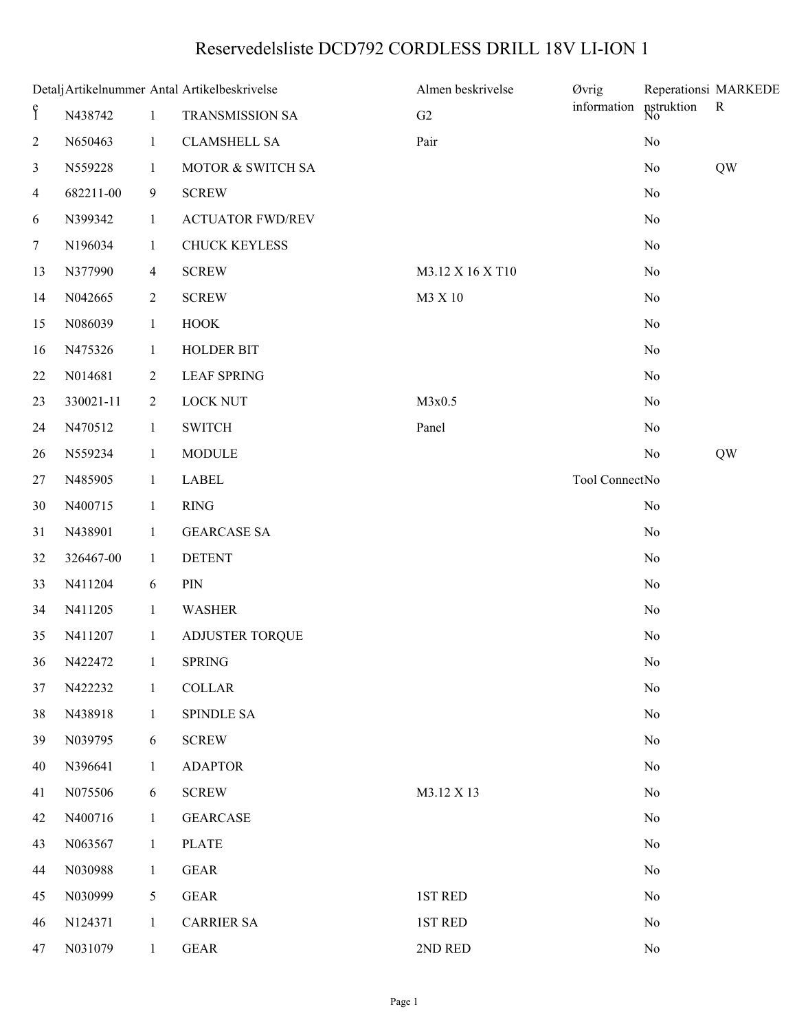# Reservedelsliste DCD792 CORDLESS DRILL 18V LI-ION 1

| Detalje | Artikelnummer | Antal | Artikelbeskrivelse | Almen beskrivelse | Øvrig information | Reperationsinstruktion | MARKEDER |
|---|---|---|---|---|---|---|---|
| 1 | N438742 | 1 | TRANSMISSION SA | G2 | | No | |
| 2 | N650463 | 1 | CLAMSHELL SA | Pair | | No | |
| 3 | N559228 | 1 | MOTOR & SWITCH SA | | | No | QW |
| 4 | 682211-00 | 9 | SCREW | | | No | |
| 6 | N399342 | 1 | ACTUATOR FWD/REV | | | No | |
| 7 | N196034 | 1 | CHUCK KEYLESS | | | No | |
| 13 | N377990 | 4 | SCREW | M3.12 X 16 X T10 | | No | |
| 14 | N042665 | 2 | SCREW | M3 X 10 | | No | |
| 15 | N086039 | 1 | HOOK | | | No | |
| 16 | N475326 | 1 | HOLDER BIT | | | No | |
| 22 | N014681 | 2 | LEAF SPRING | | | No | |
| 23 | 330021-11 | 2 | LOCK NUT | M3x0.5 | | No | |
| 24 | N470512 | 1 | SWITCH | Panel | | No | |
| 26 | N559234 | 1 | MODULE | | | No | QW |
| 27 | N485905 | 1 | LABEL | | Tool Connect | No | |
| 30 | N400715 | 1 | RING | | | No | |
| 31 | N438901 | 1 | GEARCASE SA | | | No | |
| 32 | 326467-00 | 1 | DETENT | | | No | |
| 33 | N411204 | 6 | PIN | | | No | |
| 34 | N411205 | 1 | WASHER | | | No | |
| 35 | N411207 | 1 | ADJUSTER TORQUE | | | No | |
| 36 | N422472 | 1 | SPRING | | | No | |
| 37 | N422232 | 1 | COLLAR | | | No | |
| 38 | N438918 | 1 | SPINDLE SA | | | No | |
| 39 | N039795 | 6 | SCREW | | | No | |
| 40 | N396641 | 1 | ADAPTOR | | | No | |
| 41 | N075506 | 6 | SCREW | M3.12 X 13 | | No | |
| 42 | N400716 | 1 | GEARCASE | | | No | |
| 43 | N063567 | 1 | PLATE | | | No | |
| 44 | N030988 | 1 | GEAR | | | No | |
| 45 | N030999 | 5 | GEAR | 1ST RED | | No | |
| 46 | N124371 | 1 | CARRIER SA | 1ST RED | | No | |
| 47 | N031079 | 1 | GEAR | 2ND RED | | No | |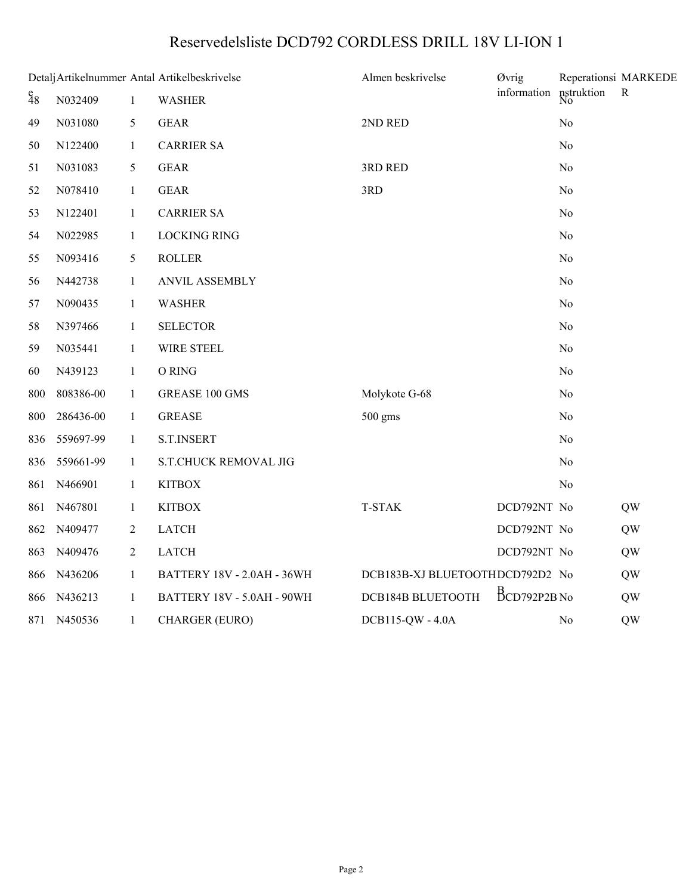# Reservedelsliste DCD792 CORDLESS DRILL 18V LI-ION 1

| Detalje | Artikelnummer | Antal | Artikelbeskrivelse | Almen beskrivelse | Øvrig information | Reperationsinstruktion | MARKEDER |
|---|---|---|---|---|---|---|---|
| 48 | N032409 | 1 | WASHER | | | No | |
| 49 | N031080 | 5 | GEAR | 2ND RED | | No | |
| 50 | N122400 | 1 | CARRIER SA | | | No | |
| 51 | N031083 | 5 | GEAR | 3RD RED | | No | |
| 52 | N078410 | 1 | GEAR | 3RD | | No | |
| 53 | N122401 | 1 | CARRIER SA | | | No | |
| 54 | N022985 | 1 | LOCKING RING | | | No | |
| 55 | N093416 | 5 | ROLLER | | | No | |
| 56 | N442738 | 1 | ANVIL ASSEMBLY | | | No | |
| 57 | N090435 | 1 | WASHER | | | No | |
| 58 | N397466 | 1 | SELECTOR | | | No | |
| 59 | N035441 | 1 | WIRE STEEL | | | No | |
| 60 | N439123 | 1 | O RING | | | No | |
| 800 | 808386-00 | 1 | GREASE 100 GMS | Molykote G-68 | | No | |
| 800 | 286436-00 | 1 | GREASE | 500 gms | | No | |
| 836 | 559697-99 | 1 | S.T.INSERT | | | No | |
| 836 | 559661-99 | 1 | S.T.CHUCK REMOVAL JIG | | | No | |
| 861 | N466901 | 1 | KITBOX | | | No | |
| 861 | N467801 | 1 | KITBOX | T-STAK | DCD792NT | No | QW |
| 862 | N409477 | 2 | LATCH | | DCD792NT | No | QW |
| 863 | N409476 | 2 | LATCH | | DCD792NT | No | QW |
| 866 | N436206 | 1 | BATTERY 18V - 2.0AH - 36WH | DCB183B-XJ BLUETOOTH | DCD792D2B | No | QW |
| 866 | N436213 | 1 | BATTERY 18V - 5.0AH - 90WH | DCB184B BLUETOOTH | DCD792P2B | No | QW |
| 871 | N450536 | 1 | CHARGER (EURO) | DCB115-QW - 4.0A | | No | QW |